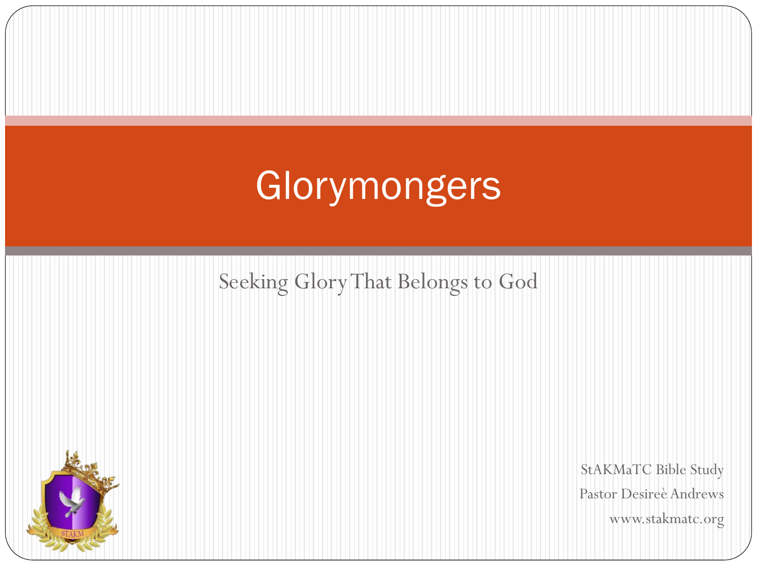# Glorymongers

Seeking Glory That Belongs to God

StAKMaTC Bible Study

Pastor Desireè Andrews

www.stakmatc.org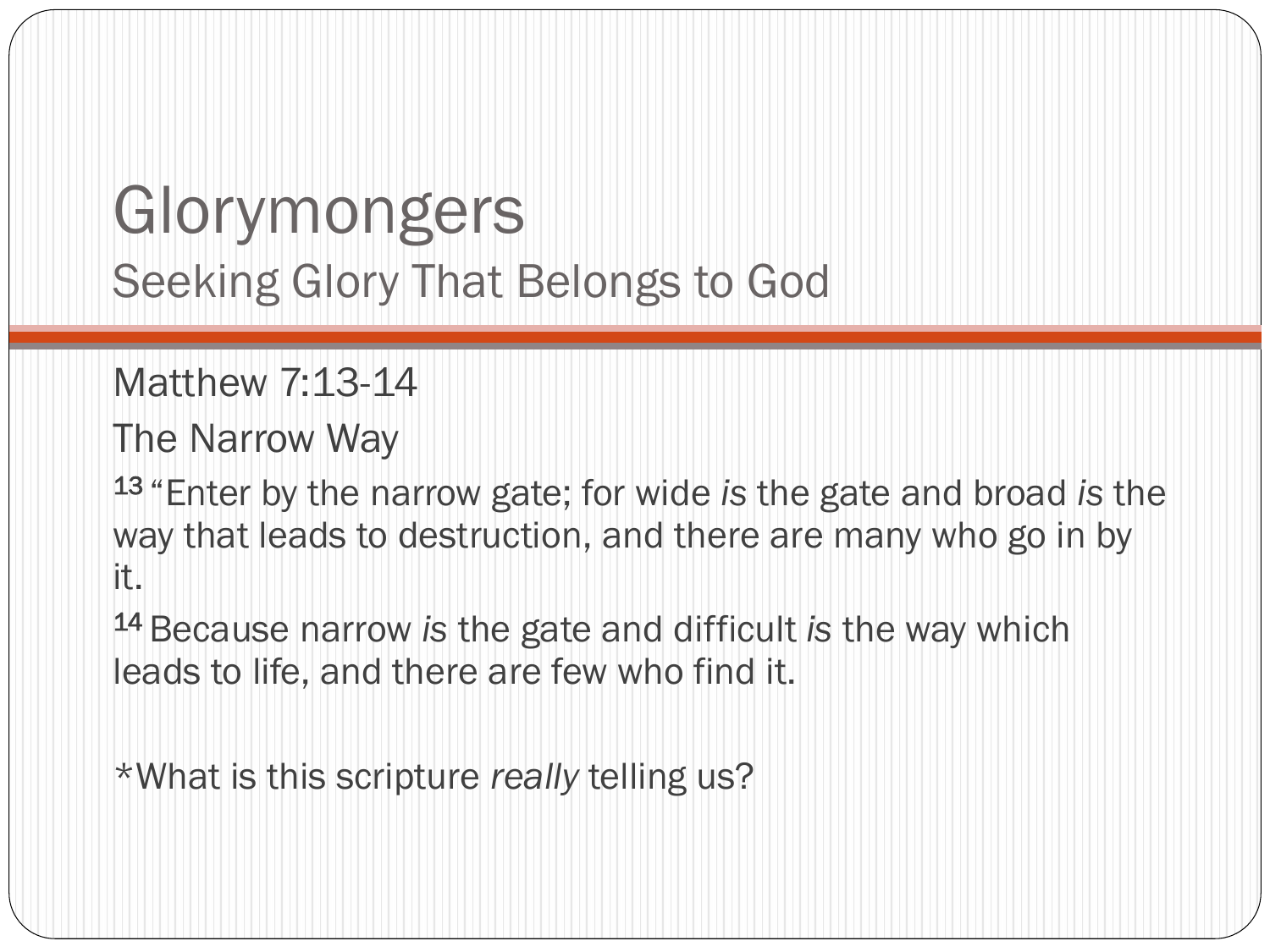# Glorymongers

## Seeking Glory That Belongs to God

Matthew 7:13-14

The Narrow Way

[13] "Enter by the narrow gate; for wide *is* the gate and broad *is* the way that leads to destruction, and there are many who go in by it.

[14] Because narrow *is* the gate and difficult *is* the way which leads to life, and there are few who find it.

*What is this scripture *really* telling us?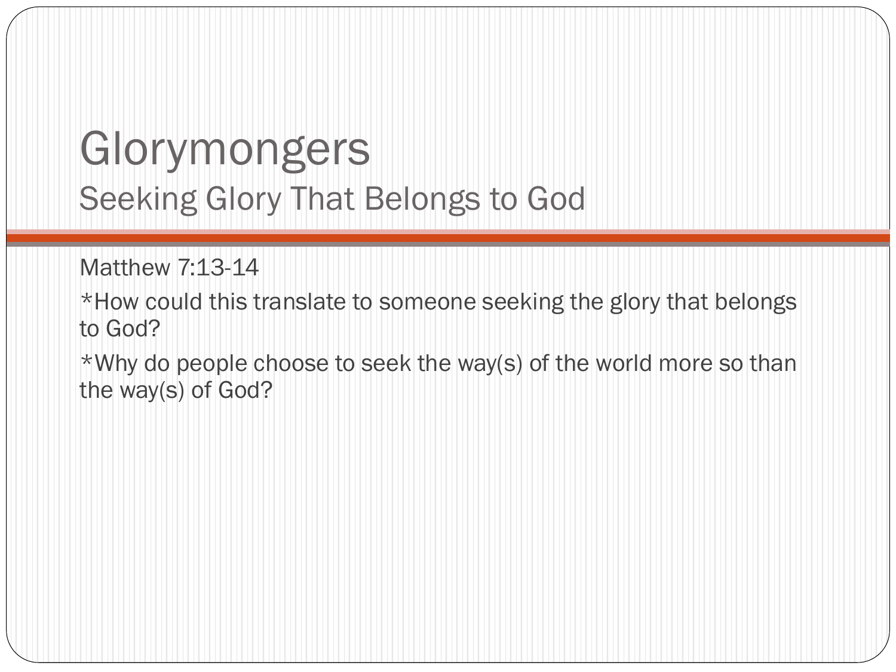# Glorymongers

## Seeking Glory That Belongs to God

Matthew 7:13-14

*How could this translate to someone seeking the glory that belongs to God?

*Why do people choose to seek the way(s) of the world more so than the way(s) of God?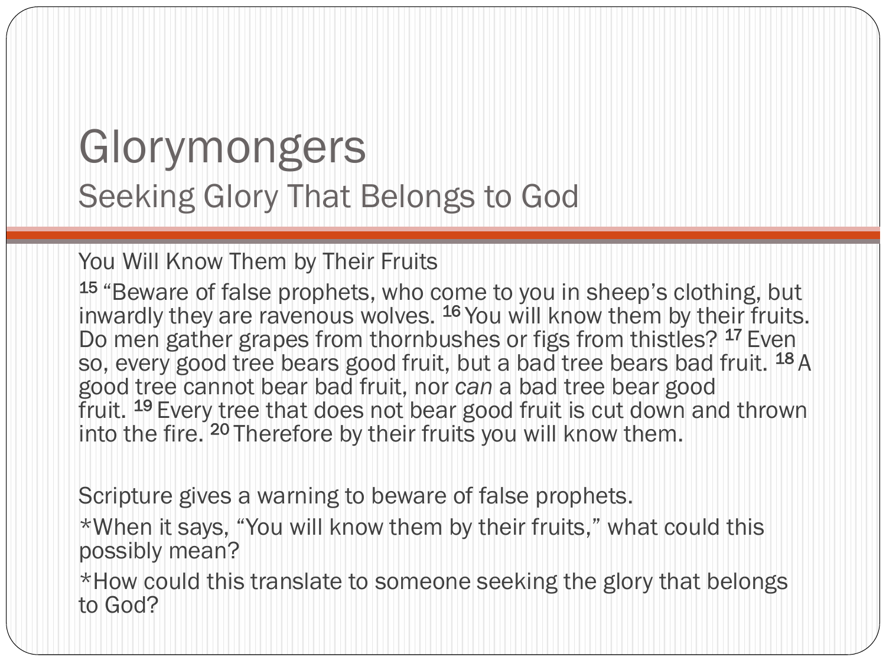# Glorymongers

## Seeking Glory That Belongs to God

You Will Know Them by Their Fruits

[15] "Beware of false prophets, who come to you in sheep's clothing, but inwardly they are ravenous wolves. [16] You will know them by their fruits. Do men gather grapes from thornbushes or figs from thistles? [17] Even so, every good tree bears good fruit, but a bad tree bears bad fruit. [18] A good tree cannot bear bad fruit, nor *can* a bad tree bear good fruit. [19] Every tree that does not bear good fruit is cut down and thrown into the fire. [20] Therefore by their fruits you will know them.

Scripture gives a warning to beware of false prophets.

*When it says, "You will know them by their fruits," what could this possibly mean?

*How could this translate to someone seeking the glory that belongs to God?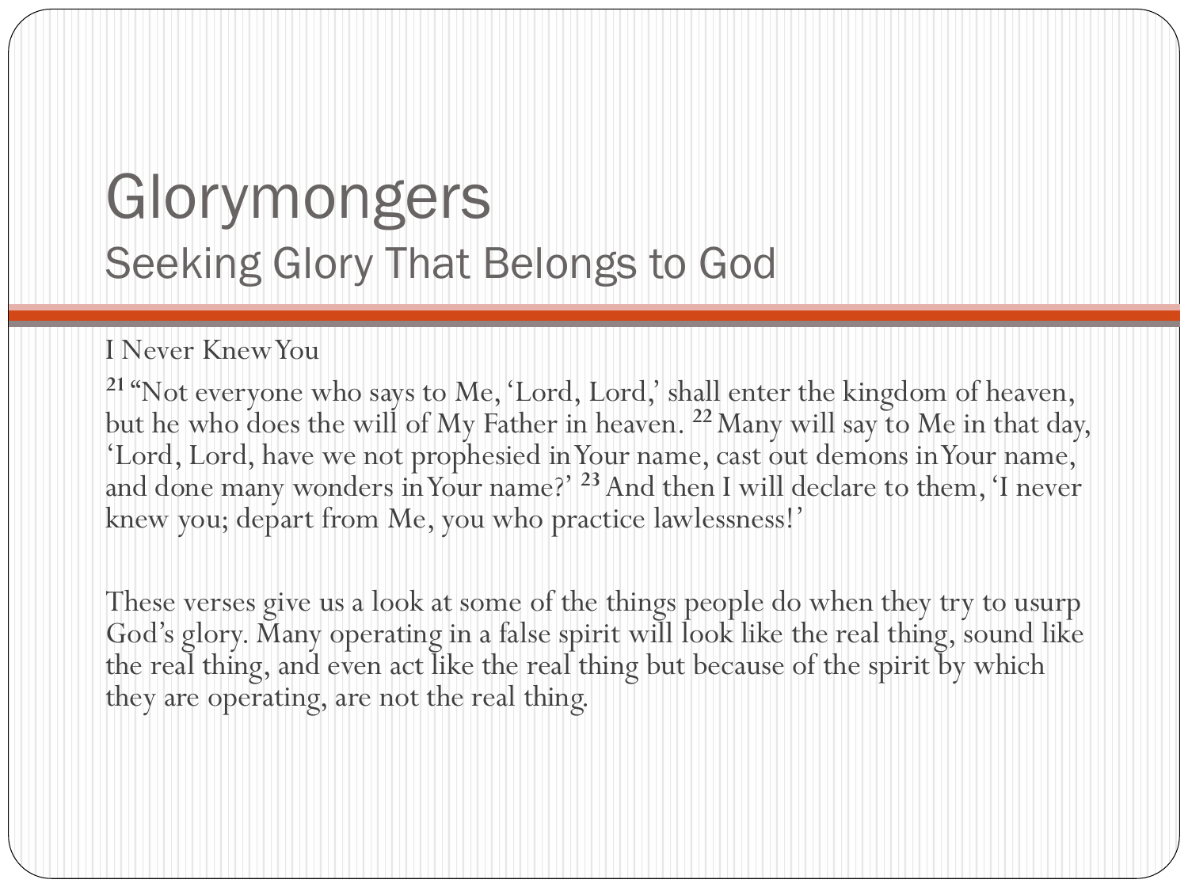# Glorymongers

## Seeking Glory That Belongs to God

I Never Knew You

[21] "Not everyone who says to Me, 'Lord, Lord,' shall enter the kingdom of heaven, but he who does the will of My Father in heaven. [22] Many will say to Me in that day, 'Lord, Lord, have we not prophesied in Your name, cast out demons in Your name, and done many wonders in Your name?' [23] And then I will declare to them, 'I never knew you; depart from Me, you who practice lawlessness!'

These verses give us a look at some of the things people do when they try to usurp God's glory. Many operating in a false spirit will look like the real thing, sound like the real thing, and even act like the real thing but because of the spirit by which they are operating, are not the real thing.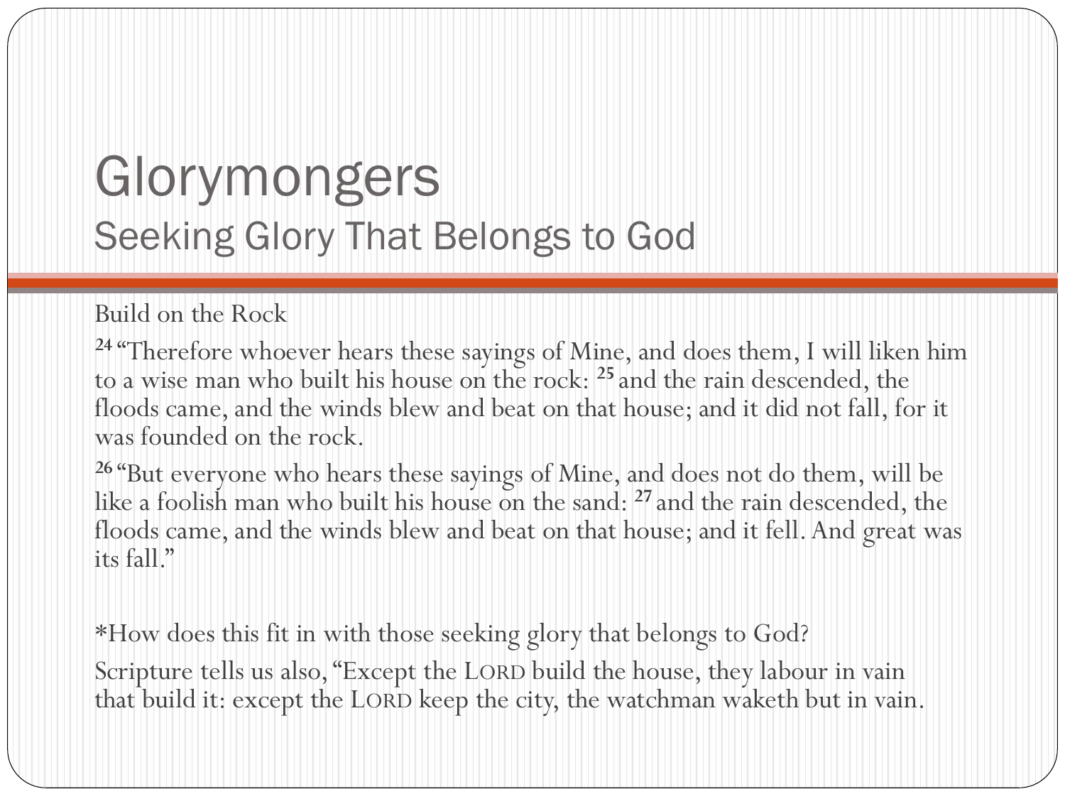# Glorymongers

## Seeking Glory That Belongs to God

Build on the Rock

[24] "Therefore whoever hears these sayings of Mine, and does them, I will liken him to a wise man who built his house on the rock: [25] and the rain descended, the floods came, and the winds blew and beat on that house; and it did not fall, for it was founded on the rock.

[26] "But everyone who hears these sayings of Mine, and does not do them, will be like a foolish man who built his house on the sand: [27] and the rain descended, the floods came, and the winds blew and beat on that house; and it fell. And great was its fall."

*How does this fit in with those seeking glory that belongs to God?

Scripture tells us also, "Except the LORD build the house, they labour in vain that build it: except the LORD keep the city, the watchman waketh but in vain.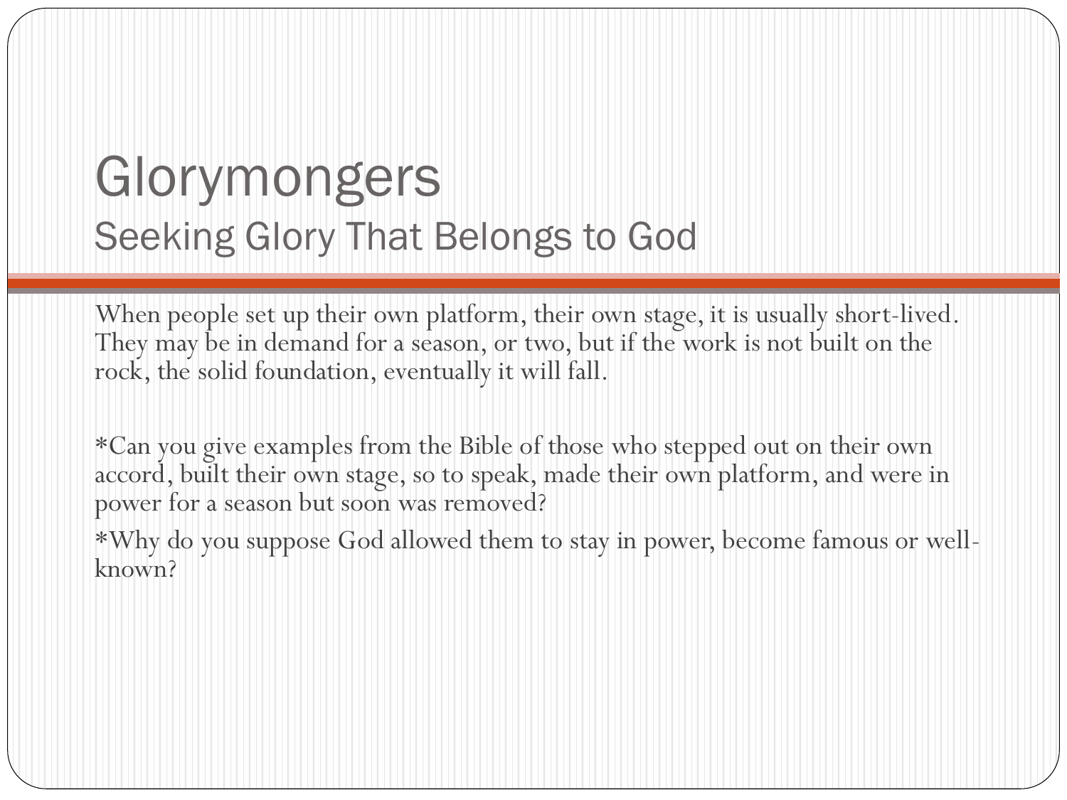# Glorymongers

## Seeking Glory That Belongs to God

When people set up their own platform, their own stage, it is usually short-lived. They may be in demand for a season, or two, but if the work is not built on the rock, the solid foundation, eventually it will fall.

*Can you give examples from the Bible of those who stepped out on their own accord, built their own stage, so to speak, made their own platform, and were in power for a season but soon was removed?

*Why do you suppose God allowed them to stay in power, become famous or well-known?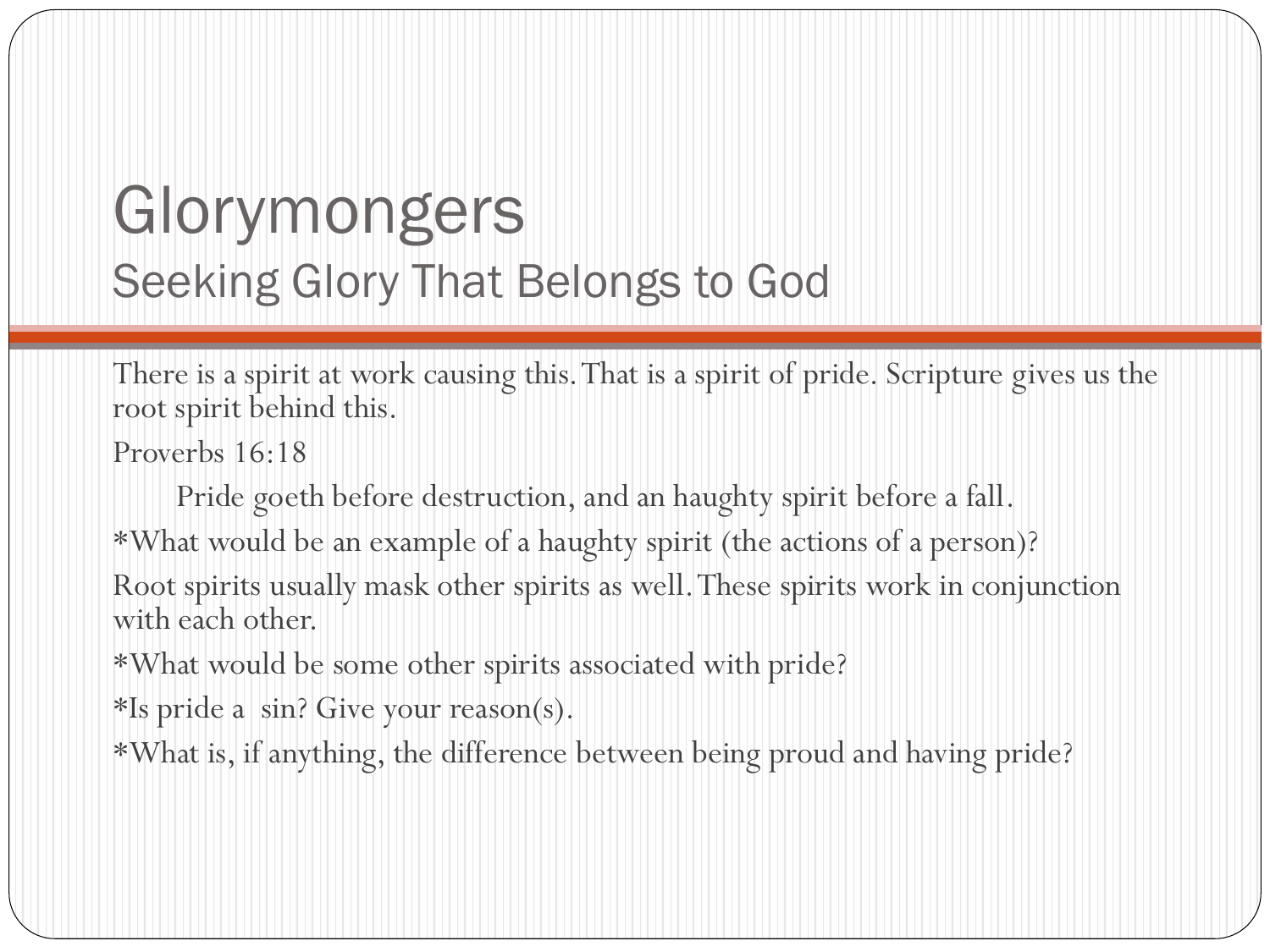# Glorymongers

## Seeking Glory That Belongs to God

There is a spirit at work causing this. That is a spirit of pride. Scripture gives us the root spirit behind this.

Proverbs 16:18

> Pride goeth before destruction, and an haughty spirit before a fall.

*What would be an example of a haughty spirit (the actions of a person)?

Root spirits usually mask other spirits as well. These spirits work in conjunction with each other.

*What would be some other spirits associated with pride?

*Is pride a sin? Give your reason(s).

*What is, if anything, the difference between being proud and having pride?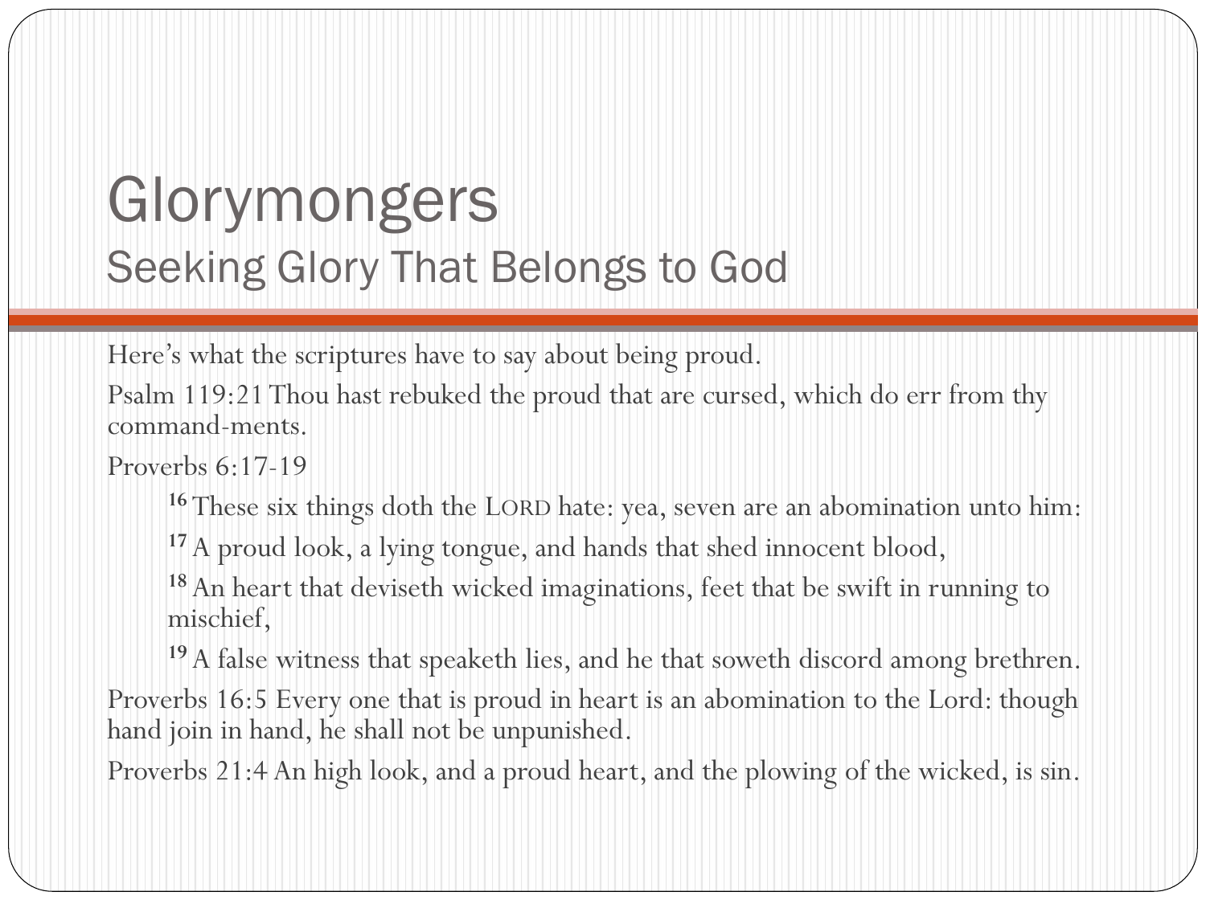# Glorymongers

## Seeking Glory That Belongs to God

Here's what the scriptures have to say about being proud.

Psalm 119:21 Thou hast rebuked the proud that are cursed, which do err from thy command-ments.

Proverbs 6:17-19

> [16] These six things doth the LORD hate: yea, seven are an abomination unto him:
>
> [17] A proud look, a lying tongue, and hands that shed innocent blood,
>
> [18] An heart that deviseth wicked imaginations, feet that be swift in running to mischief,
>
> [19] A false witness that speaketh lies, and he that soweth discord among brethren.

Proverbs 16:5 Every one that is proud in heart is an abomination to the Lord: though hand join in hand, he shall not be unpunished.

Proverbs 21:4 An high look, and a proud heart, and the plowing of the wicked, is sin.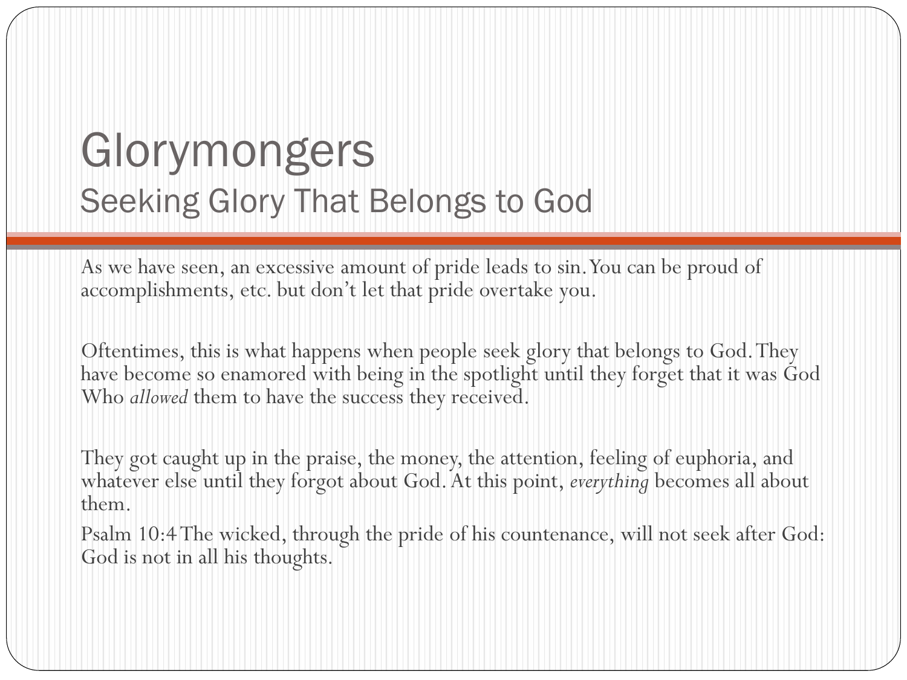# Glorymongers
## Seeking Glory That Belongs to God

As we have seen, an excessive amount of pride leads to sin. You can be proud of accomplishments, etc. but don't let that pride overtake you.

Oftentimes, this is what happens when people seek glory that belongs to God. They have become so enamored with being in the spotlight until they forget that it was God Who *allowed* them to have the success they received.

They got caught up in the praise, the money, the attention, feeling of euphoria, and whatever else until they forgot about God. At this point, *everything* becomes all about them.

Psalm 10:4 The wicked, through the pride of his countenance, will not seek after God: God is not in all his thoughts.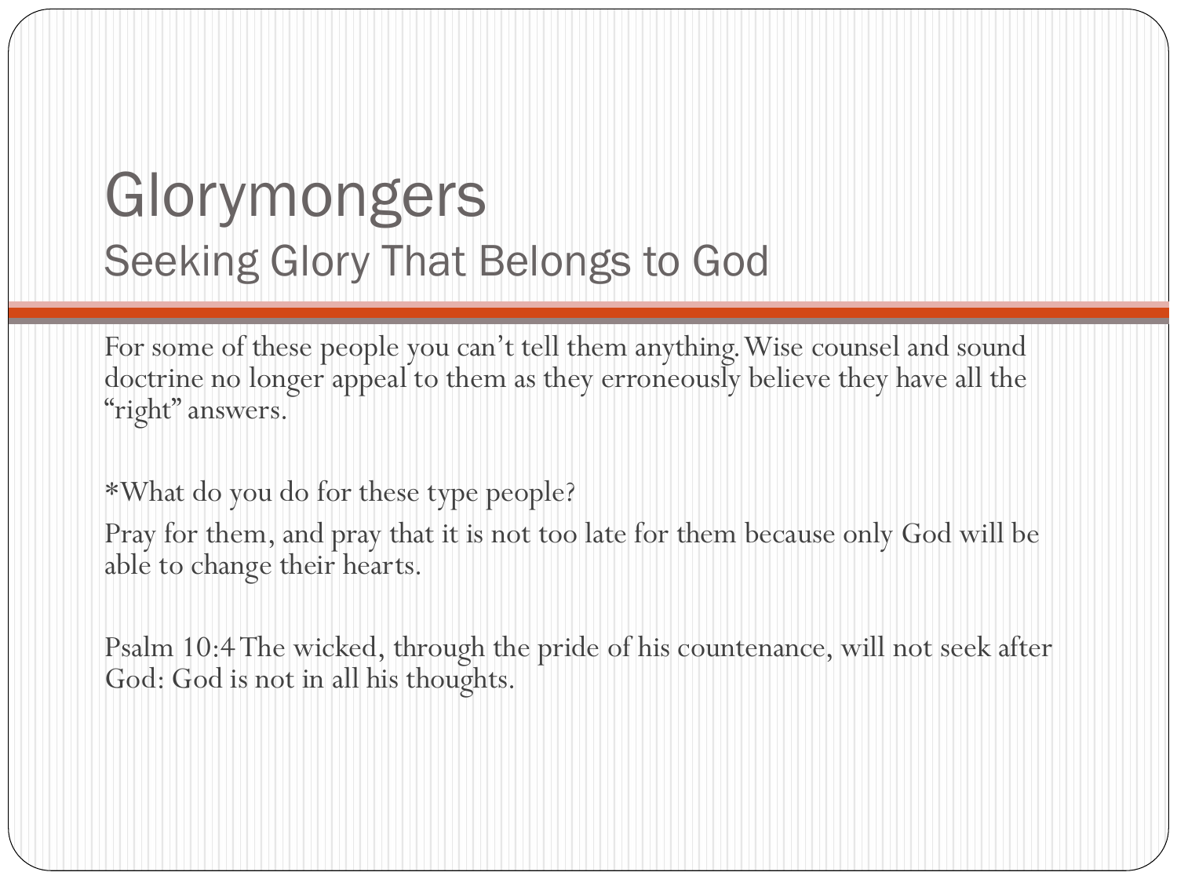# Glorymongers

## Seeking Glory That Belongs to God

For some of these people you can't tell them anything. Wise counsel and sound doctrine no longer appeal to them as they erroneously believe they have all the "right" answers.

*What do you do for these type people?

Pray for them, and pray that it is not too late for them because only God will be able to change their hearts.

Psalm 10:4 The wicked, through the pride of his countenance, will not seek after God: God is not in all his thoughts.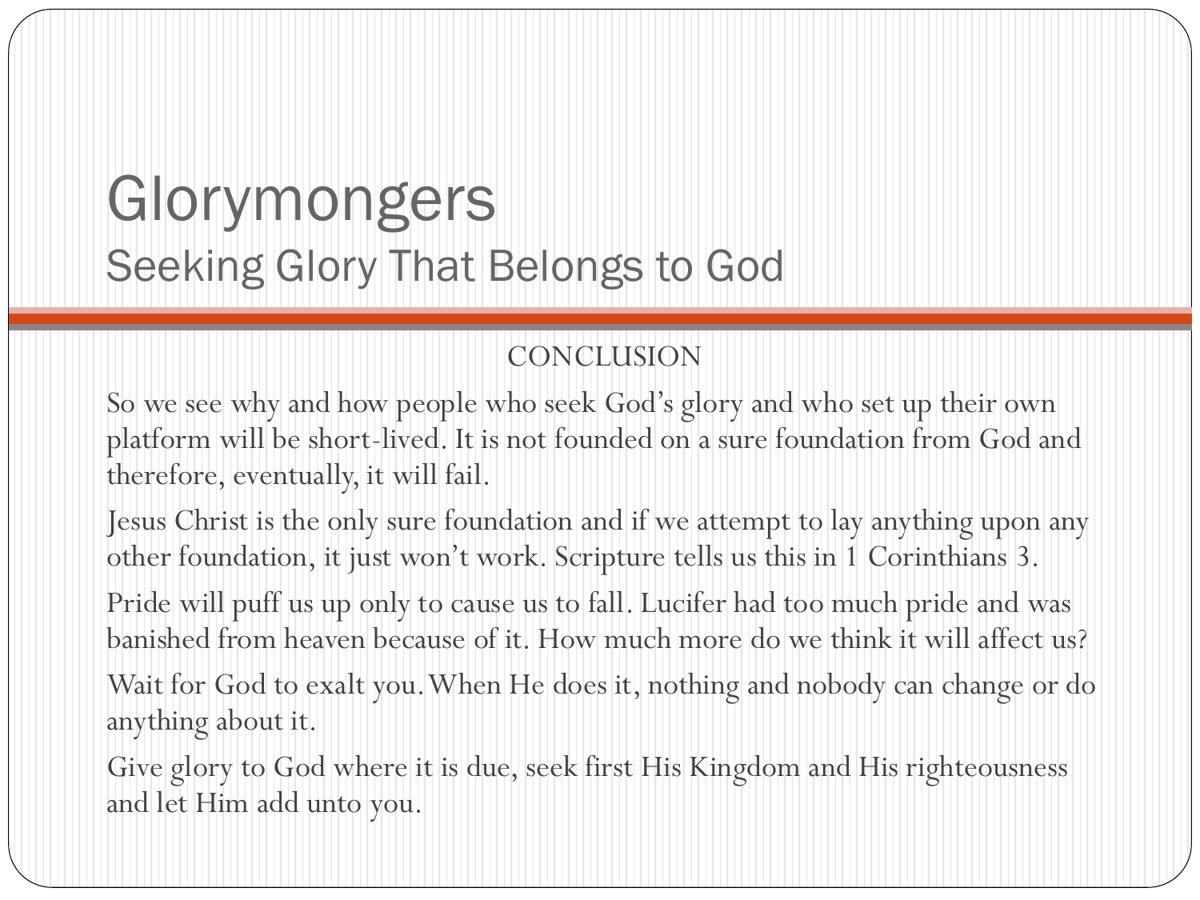# Glorymongers

## Seeking Glory That Belongs to God

CONCLUSION

So we see why and how people who seek God's glory and who set up their own platform will be short-lived. It is not founded on a sure foundation from God and therefore, eventually, it will fail.

Jesus Christ is the only sure foundation and if we attempt to lay anything upon any other foundation, it just won't work. Scripture tells us this in 1 Corinthians 3.

Pride will puff us up only to cause us to fall. Lucifer had too much pride and was banished from heaven because of it. How much more do we think it will affect us?

Wait for God to exalt you. When He does it, nothing and nobody can change or do anything about it.

Give glory to God where it is due, seek first His Kingdom and His righteousness and let Him add unto you.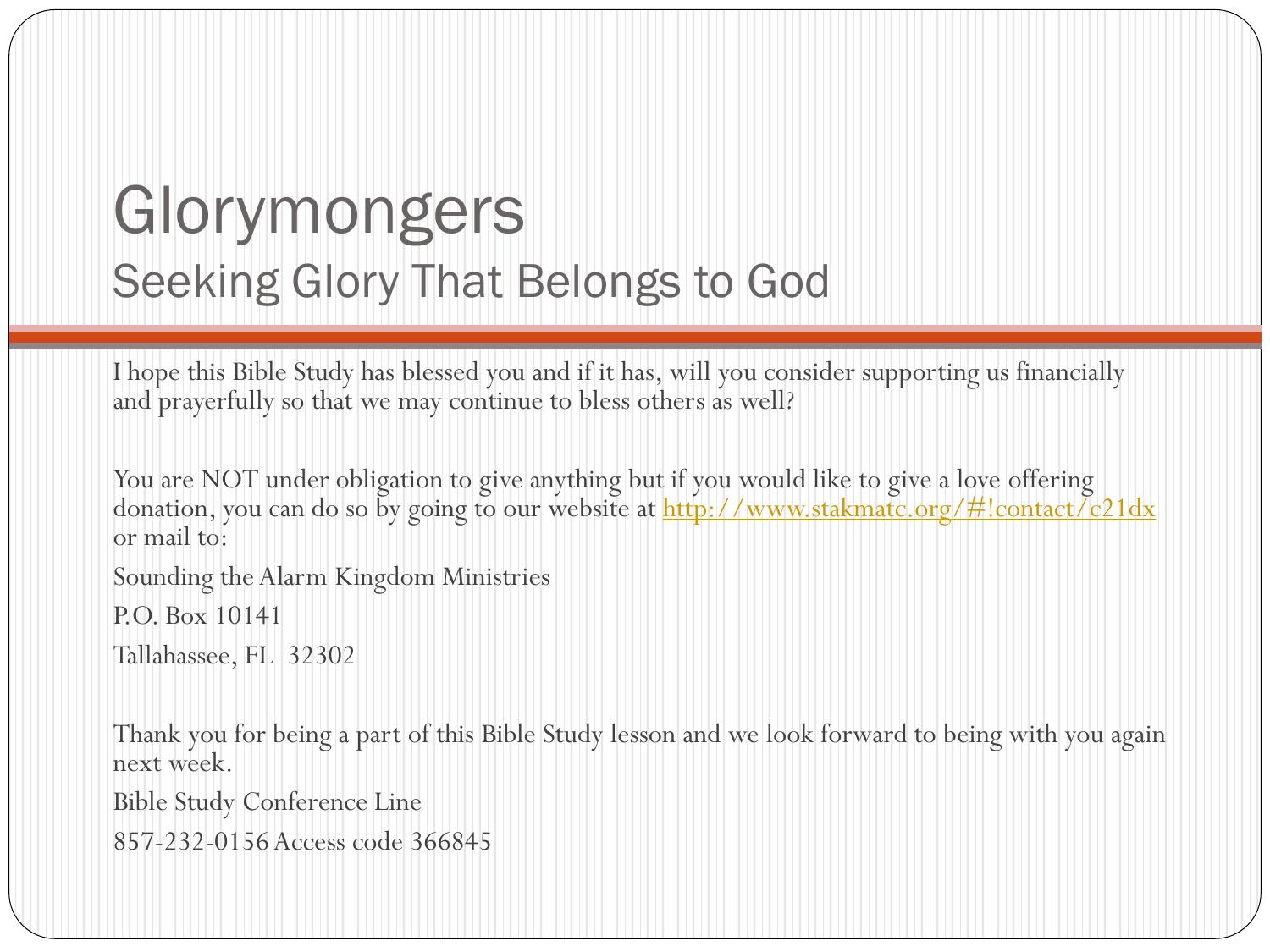# Glorymongers

## Seeking Glory That Belongs to God

I hope this Bible Study has blessed you and if it has, will you consider supporting us financially and prayerfully so that we may continue to bless others as well?

You are NOT under obligation to give anything but if you would like to give a love offering donation, you can do so by going to our website at http://www.stakmatc.org/#!contact/c21dx or mail to:

Sounding the Alarm Kingdom Ministries

P.O. Box 10141

Tallahassee, FL  32302

Thank you for being a part of this Bible Study lesson and we look forward to being with you again next week.

Bible Study Conference Line

857-232-0156 Access code 366845